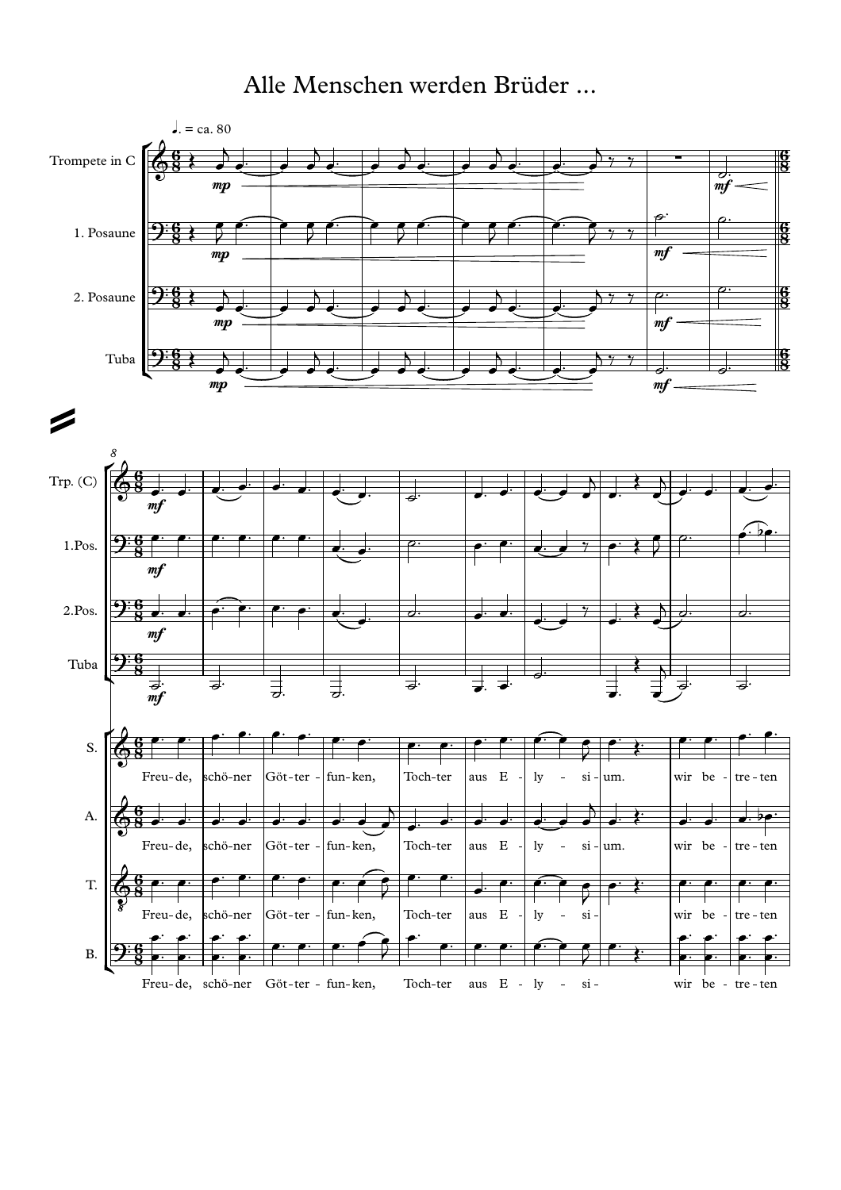# Alle Menschen werden Brüder ...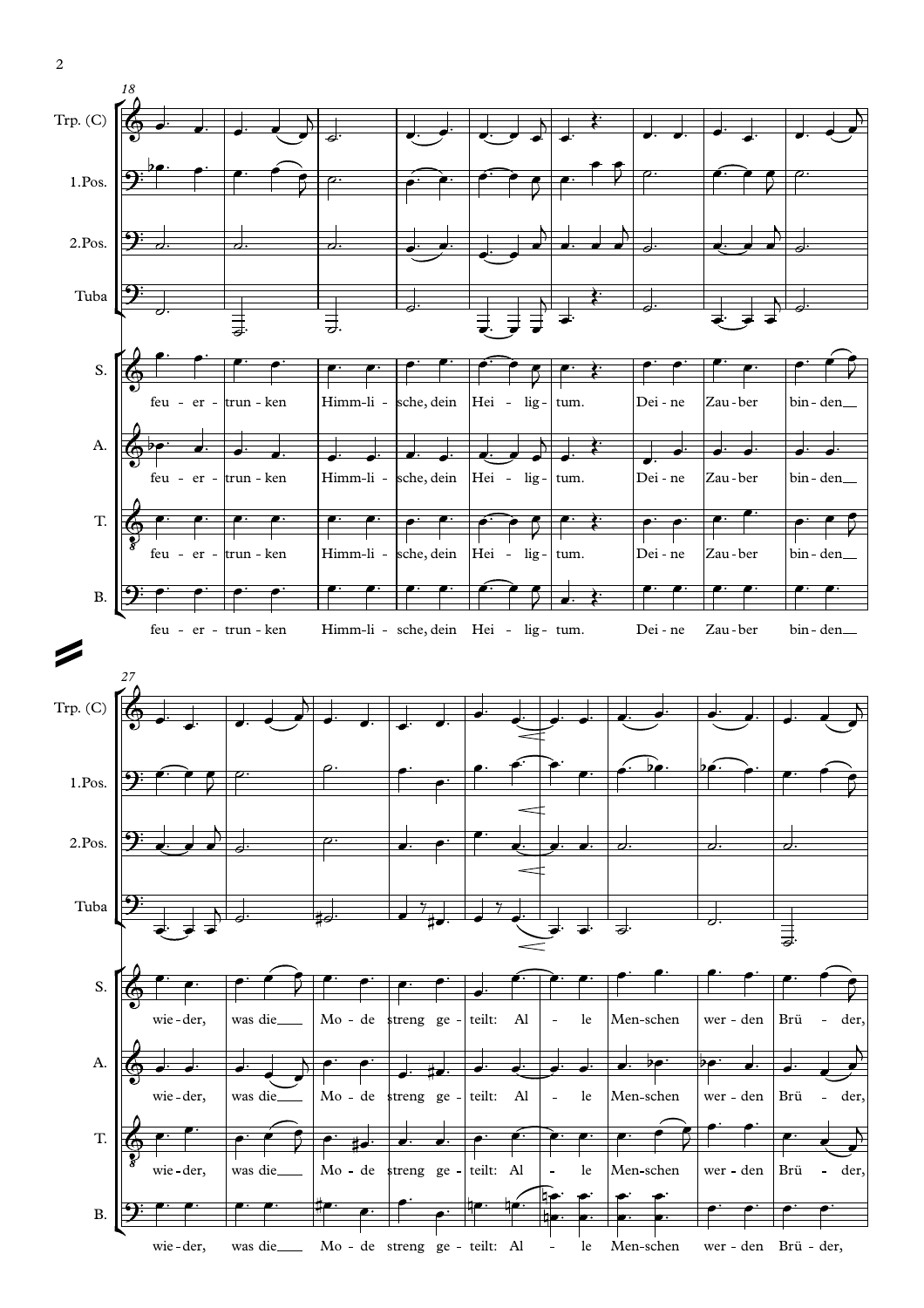18

Trp. (C)

1.Pos.

2.Pos.

Tuba

S. feu - er - trun - ken Himm-li - sche, dein Hei - lig - tum. Dei - ne Zau - ber bin - den

A. feu - er - trun - ken Himm-li - sche, dein Hei - lig - tum. Dei - ne Zau - ber bin - den

T. feu - er - trun - ken Himm-li - sche, dein Hei - lig - tum. Dei - ne Zau - ber bin - den

B. feu - er - trun - ken Himm-li - sche, dein Hei - lig - tum. Dei - ne Zau - ber bin - den

27

Trp. (C)

1.Pos.

2.Pos.

Tuba

S. wie - der, was die Mo - de streng ge - teilt: Al - le Men-schen wer - den Brü - der,

A. wie - der, was die Mo - de streng ge - teilt: Al - le Men-schen wer - den Brü - der,

T. wie - der, was die Mo - de streng ge - teilt: Al - le Men-schen wer - den Brü - der,

B. wie - der, was die Mo - de streng ge - teilt: Al - le Men-schen wer - den Brü - der,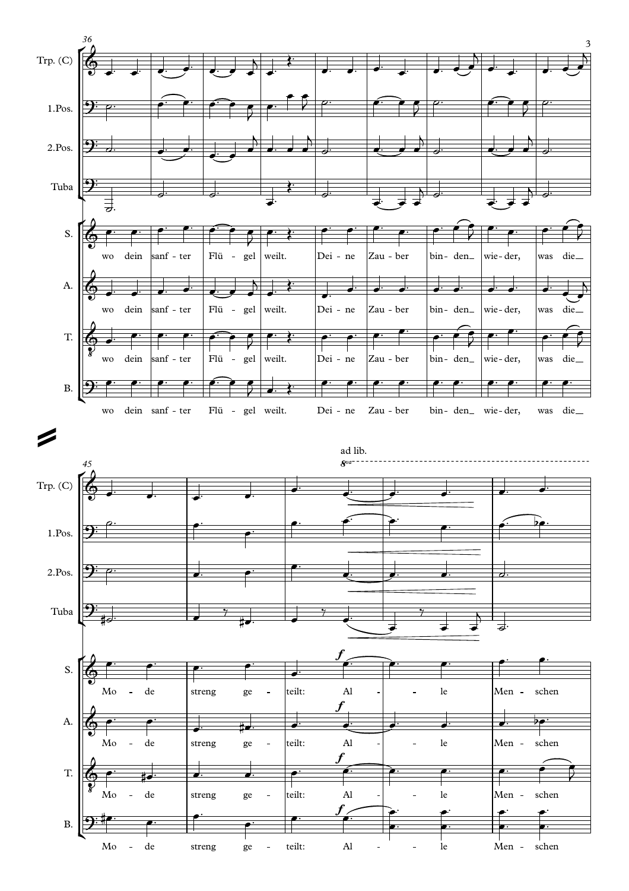36

Trp. (C)
1.Pos.
2.Pos.
Tuba

S. / A. / T. / B.: wo dein sanf - ter Flü - gel weilt. Dei - ne Zau - ber bin - den_ wie - der, was die_

45

ad lib.

8va

Trp. (C)
1.Pos.
2.Pos.
Tuba

*f*

S. / A. / T. / B.: Mo - de streng ge - teilt: Al - le Men - schen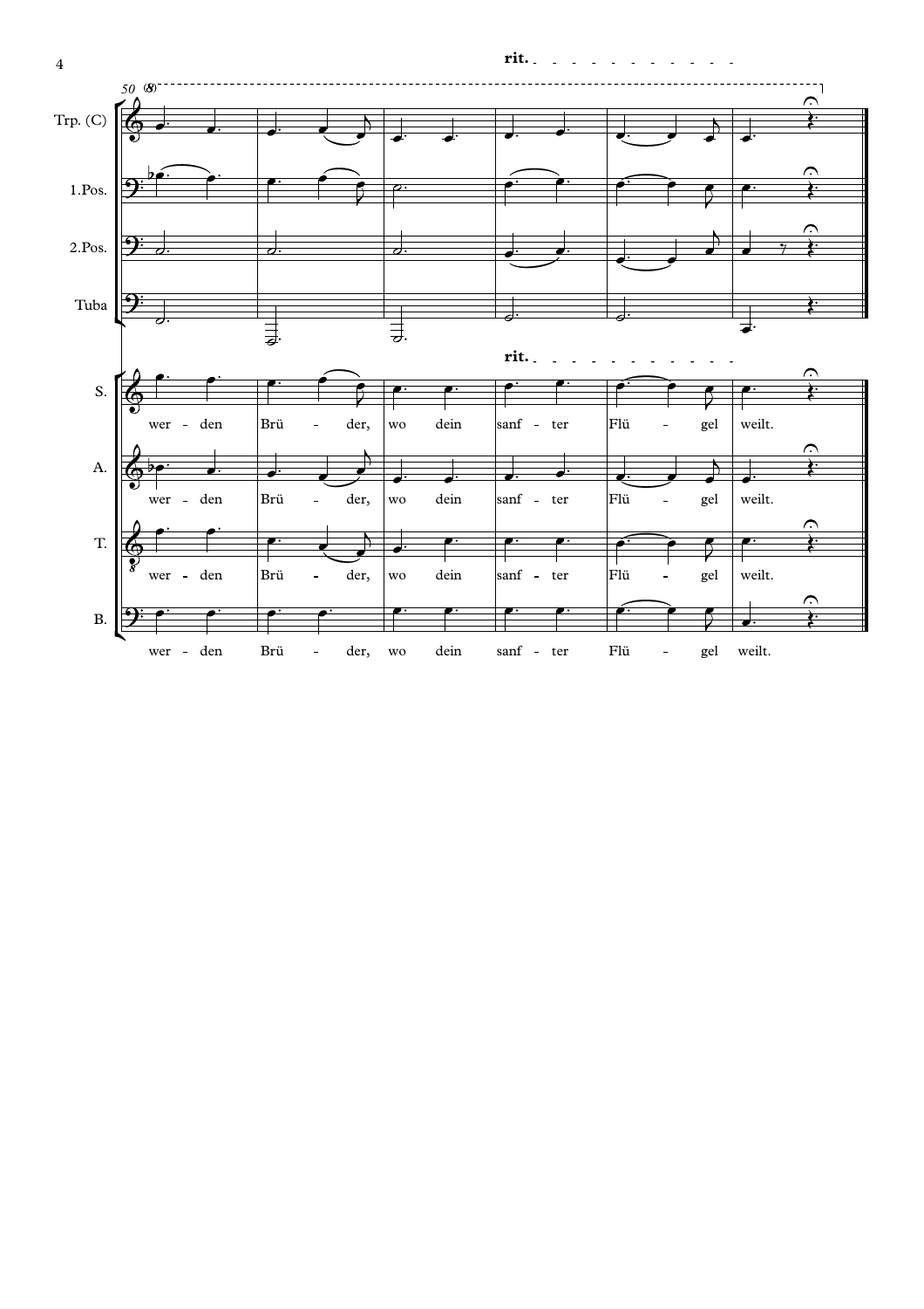rit.

Trp. (C)

1.Pos.

2.Pos.

Tuba

rit.

S. wer - den Brü - der, wo dein sanf - ter Flü - gel weilt.

A. wer - den Brü - der, wo dein sanf - ter Flü - gel weilt.

T. wer - den Brü - der, wo dein sanf - ter Flü - gel weilt.

B. wer - den Brü - der, wo dein sanf - ter Flü - gel weilt.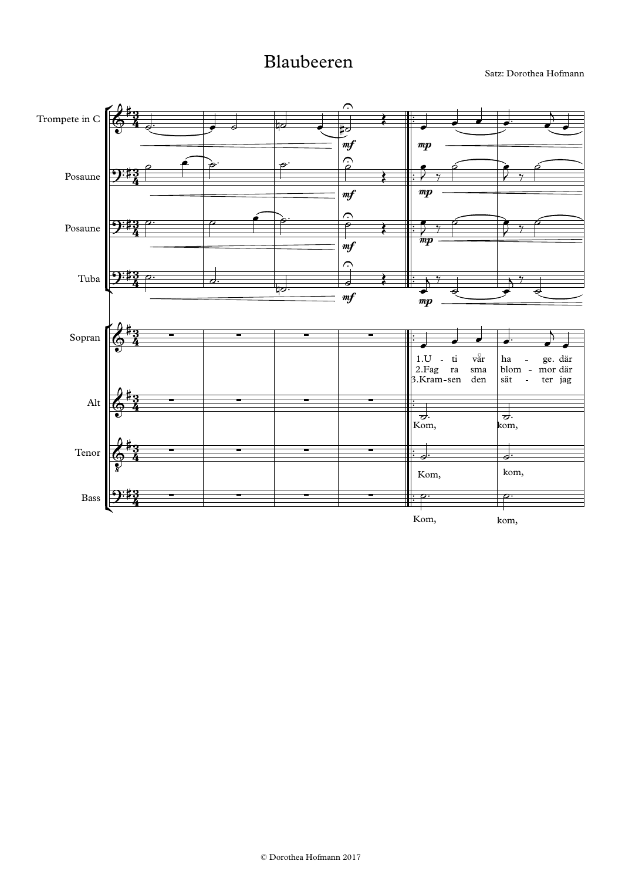# Blaubeeren

Satz: Dorothea Hofmann

© Dorothea Hofmann 2017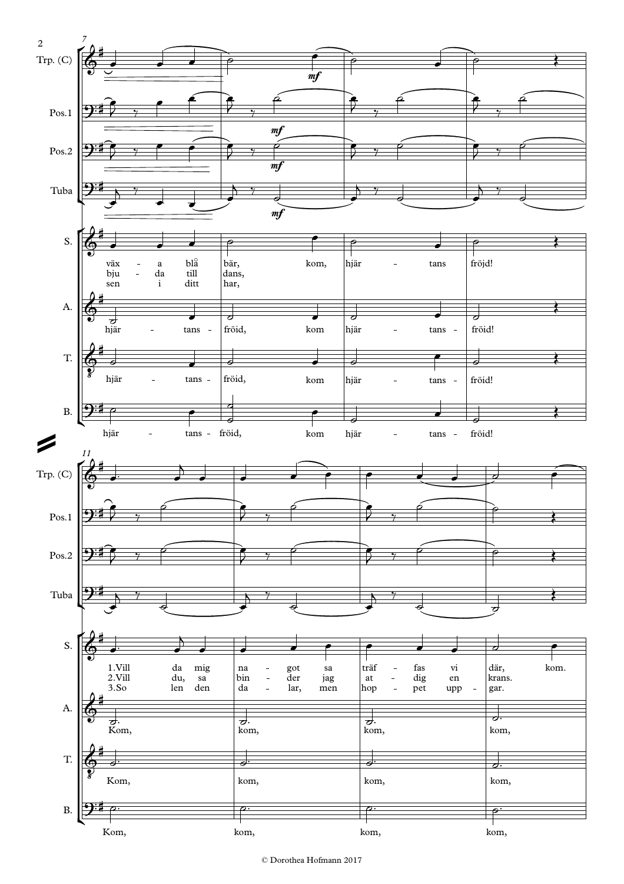Trp. (C)

Pos.1

Pos.2

Tuba

S.

väx - a blå bär, kom, hjär - tans fröjd!
bju - da till dans,
sen i ditt har,

A.

hjär - tans - fröid, kom hjär - tans - fröid!

T.

hjär - tans - fröid, kom hjär - tans - fröid!

B.

hjär - tans - fröid, kom hjär - tans - fröid!

Trp. (C)

Pos.1

Pos.2

Tuba

S.

1.Vill da mig na - got sa träf - fas vi där, kom.
2.Vill du, sa bin - der jag at - dig en krans.
3.So len den da - lar, men hop - pet upp - gar.

A.

Kom, kom, kom, kom,

T.

Kom, kom, kom, kom,

B.

Kom, kom, kom, kom,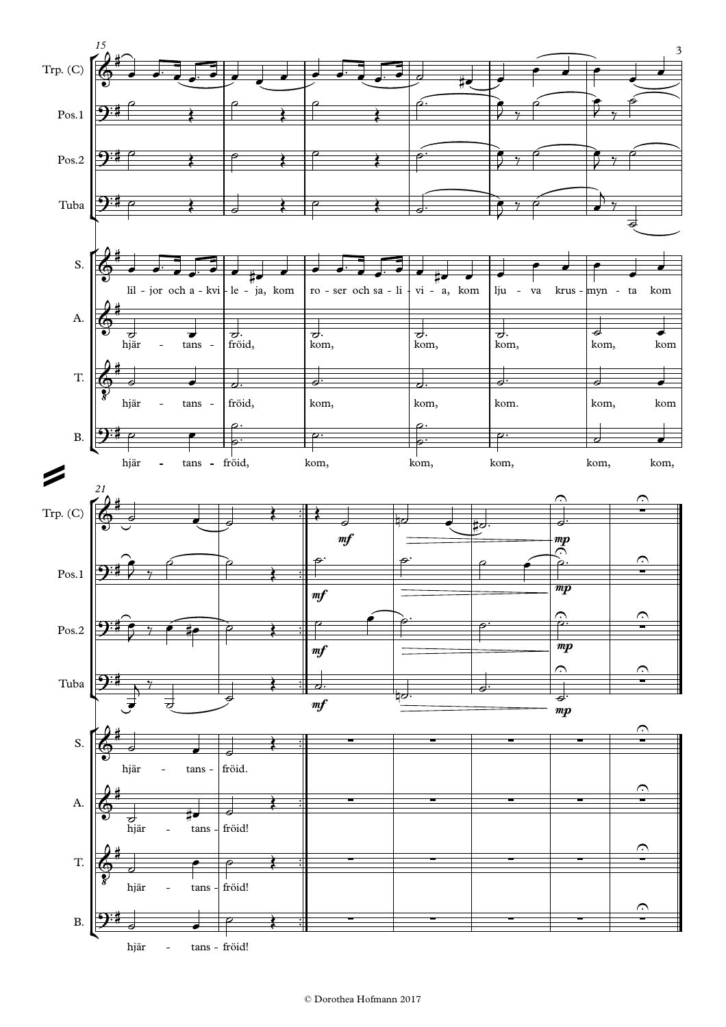Trp. (C)
Pos.1
Pos.2
Tuba

S.: lil - jor och a - kvi - le - ja, kom ro - ser och sa - li - vi - a, kom lju - va krus - myn - ta kom

A.: hjär - tans - fröid, kom, kom, kom, kom, kom

T.: hjär - tans - fröid, kom, kom, kom. kom, kom

B.: hjär - tans - fröid, kom, kom, kom, kom, kom,

*mf* — *mp*

S.: hjär - tans - fröid.

A.: hjär - tans - fröid!

T.: hjär - tans - fröid!

B.: hjär - tans - fröid!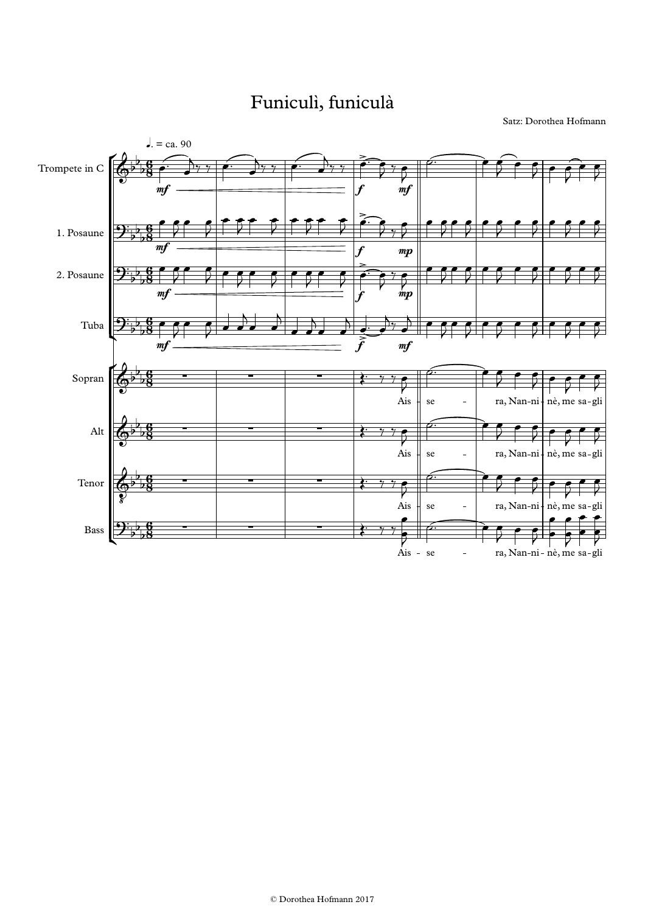# Funiculì, funiculà

Satz: Dorothea Hofmann

♩. = ca. 90

Trompete in C

1. Posaune

2. Posaune

Tuba

Sopran

Alt

Tenor

Bass

Ais - se - ra, Nan-ni - nè, me sa-gli

© Dorothea Hofmann 2017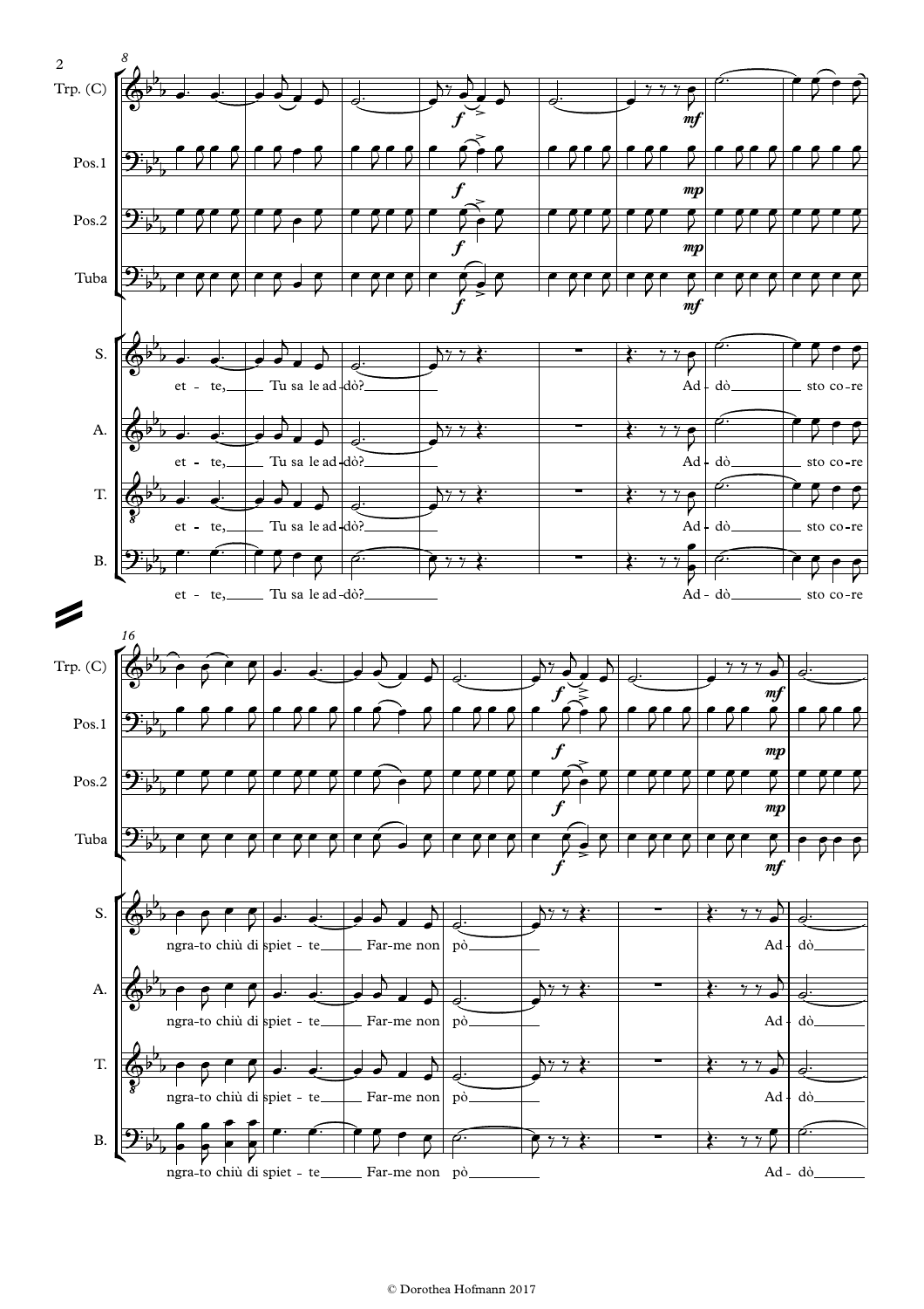Trp. (C)

Pos.1

Pos.2

Tuba

S.

A.

T.

B.

et - te, Tu sa le ad-dò? Ad - dò sto co-re

ngra-to chiù di spiet - te Far-me non pò Ad - dò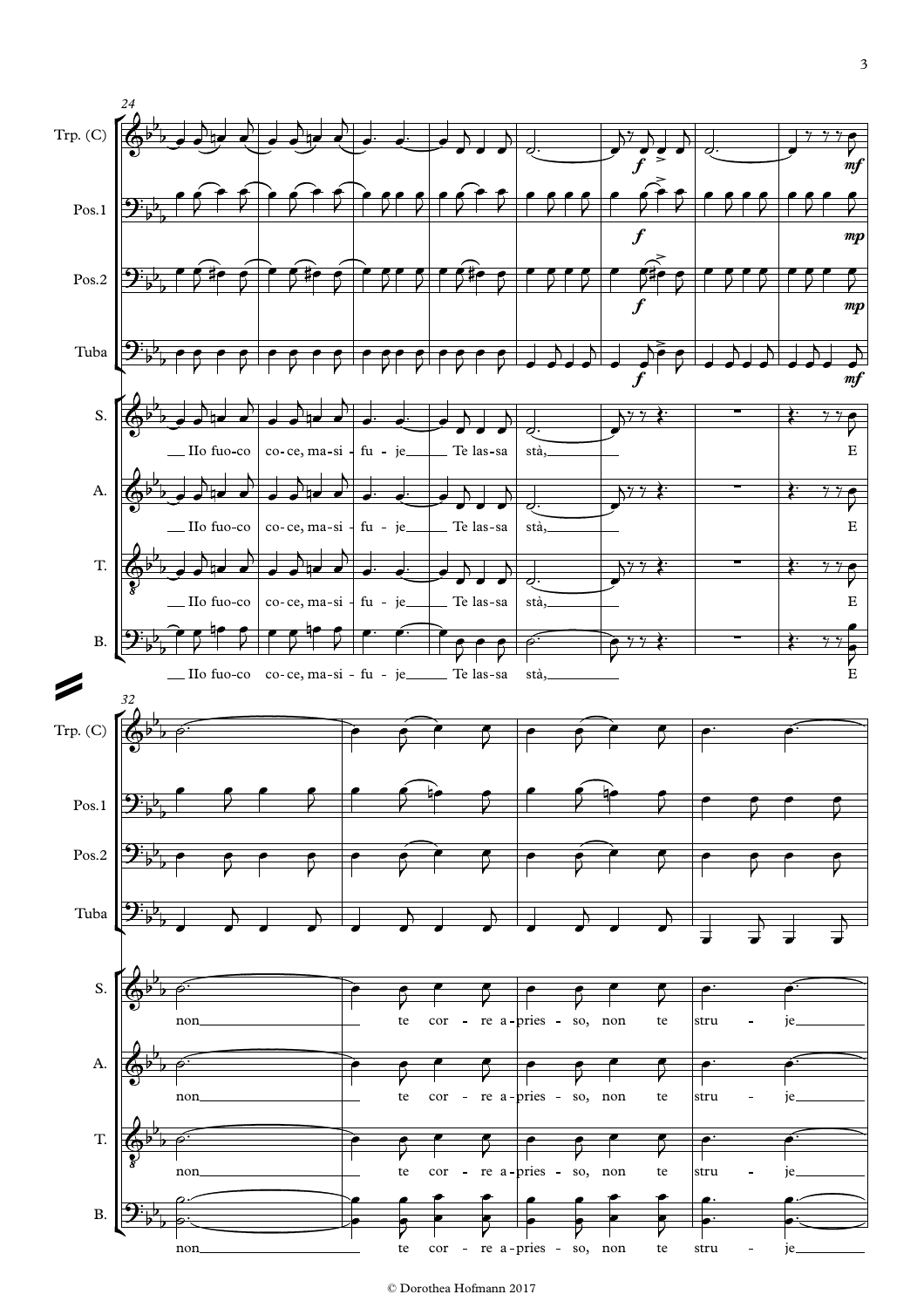24

Trp. (C)

Pos.1

Pos.2

Tuba

S. — Ilo fuo-co co-ce, ma-si - fu - je Te las-sa stà, E

A. — Ilo fuo-co co-ce, ma-si - fu - je Te las-sa stà, E

T. — Ilo fuo-co co-ce, ma-si - fu - je Te las-sa stà, E

B. — Ilo fuo-co co-ce, ma-si - fu - je Te las-sa stà, E

32

Trp. (C)

Pos.1

Pos.2

Tuba

S. — non te cor - re a-pries - so, non te stru - je

A. — non te cor - re a-pries - so, non te stru - je

T. — non te cor - re a-pries - so, non te stru - je

B. — non te cor - re a-pries - so, non te stru - je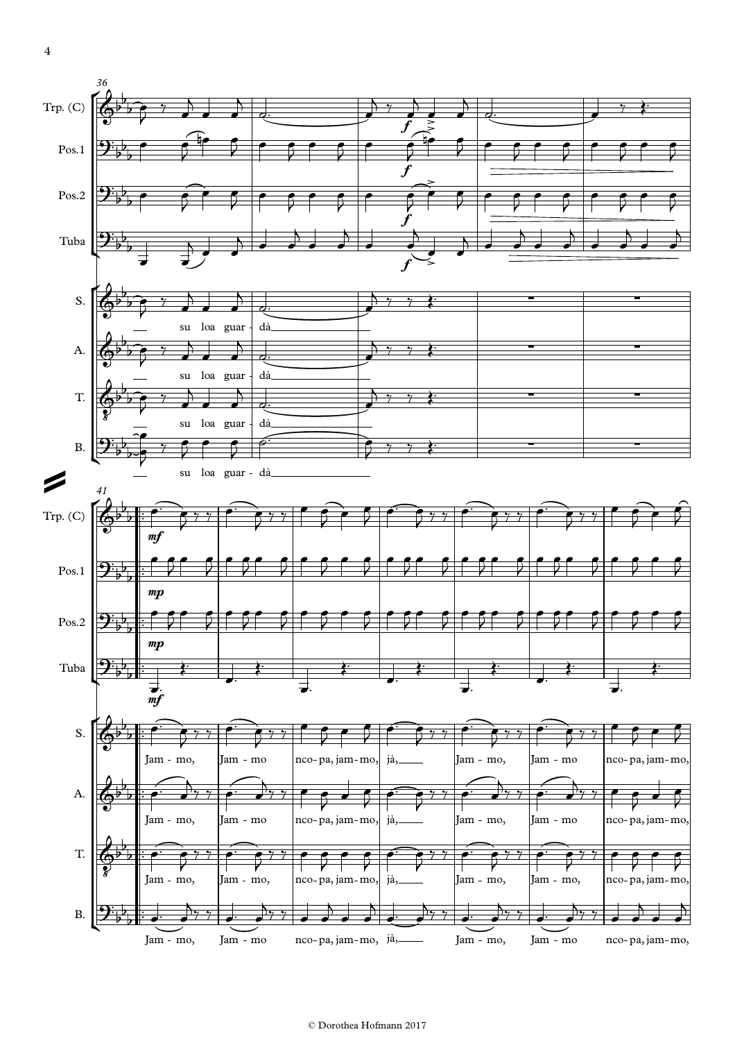36

Trp. (C)

Pos.1

Pos.2

Tuba

S. su loa guar - dà

A. su loa guar - dà

T. su loa guar - dà

B. su loa guar - dà

41

Trp. (C) *mf*

Pos.1 *mp*

Pos.2 *mp*

Tuba *mf*

S. Jam - mo, Jam - mo nco- pa, jam- mo, jà, Jam - mo, Jam - mo nco- pa, jam- mo,

A. Jam - mo, Jam - mo nco- pa, jam- mo, jà, Jam - mo, Jam - mo nco- pa, jam- mo,

T. Jam - mo, Jam - mo, nco- pa, jam- mo, jà, Jam - mo, Jam - mo, nco- pa, jam- mo,

B. Jam - mo, Jam - mo nco- pa, jam- mo, jà, Jam - mo, Jam - mo nco- pa, jam- mo,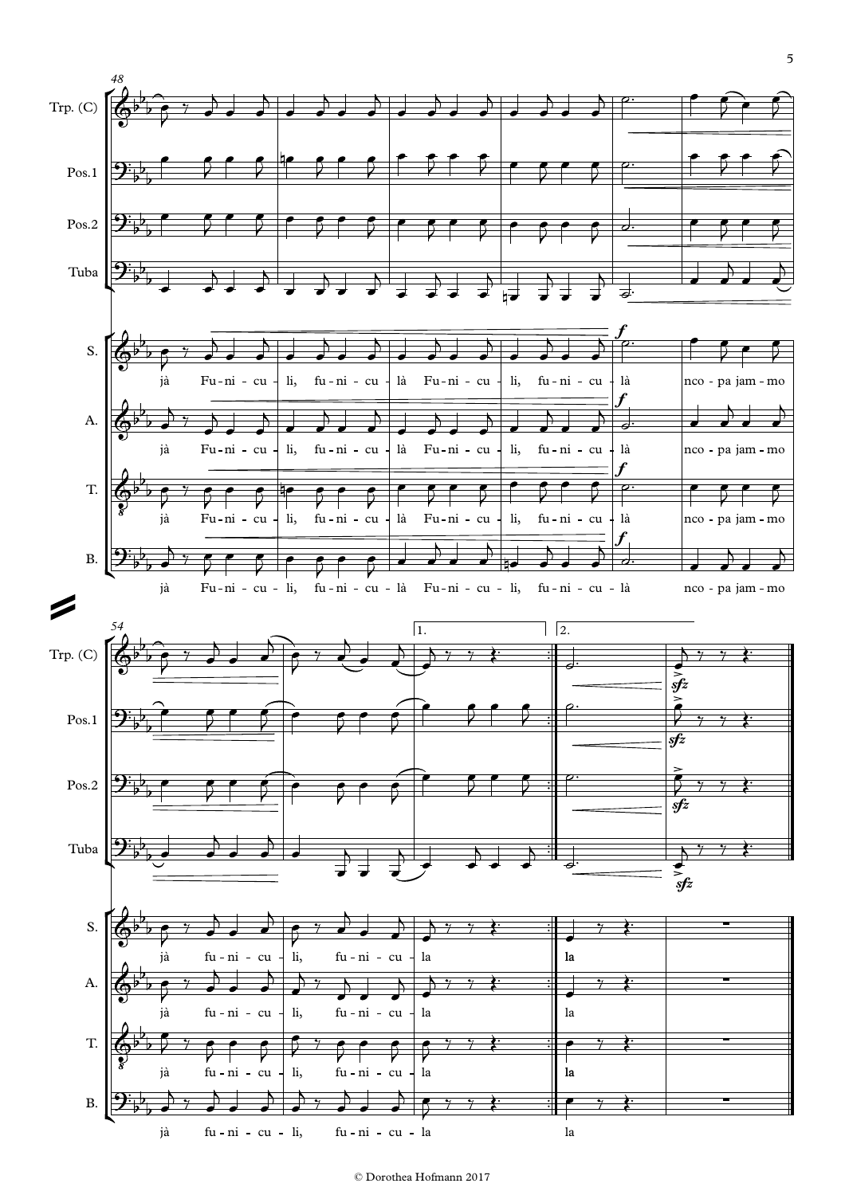48

Trp. (C)

Pos.1

Pos.2

Tuba

S. *f*
jà Fu-ni-cu-li, fu-ni-cu-là Fu-ni-cu-li, fu-ni-cu-là nco-pa jam-mo

A. *f*
jà Fu-ni-cu-li, fu-ni-cu-là Fu-ni-cu-li, fu-ni-cu-là nco-pa jam-mo

T. *f*
jà Fu-ni-cu-li, fu-ni-cu-là Fu-ni-cu-li, fu-ni-cu-là nco-pa jam-mo

B. *f*
jà Fu-ni-cu-li, fu-ni-cu-là Fu-ni-cu-li, fu-ni-cu-là nco-pa jam-mo

54 &nbsp; 1. &nbsp; 2.

Trp. (C) *sfz*

Pos.1 *sfz*

Pos.2 *sfz*

Tuba *sfz*

S.
jà fu-ni-cu-li, fu-ni-cu-la **la**

A.
jà fu-ni-cu-li, fu-ni-cu-la la

T.
jà fu-ni-cu-li, fu-ni-cu-la **la**

B.
jà fu-ni-cu-li, fu-ni-cu-la la

© Dorothea Hofmann 2017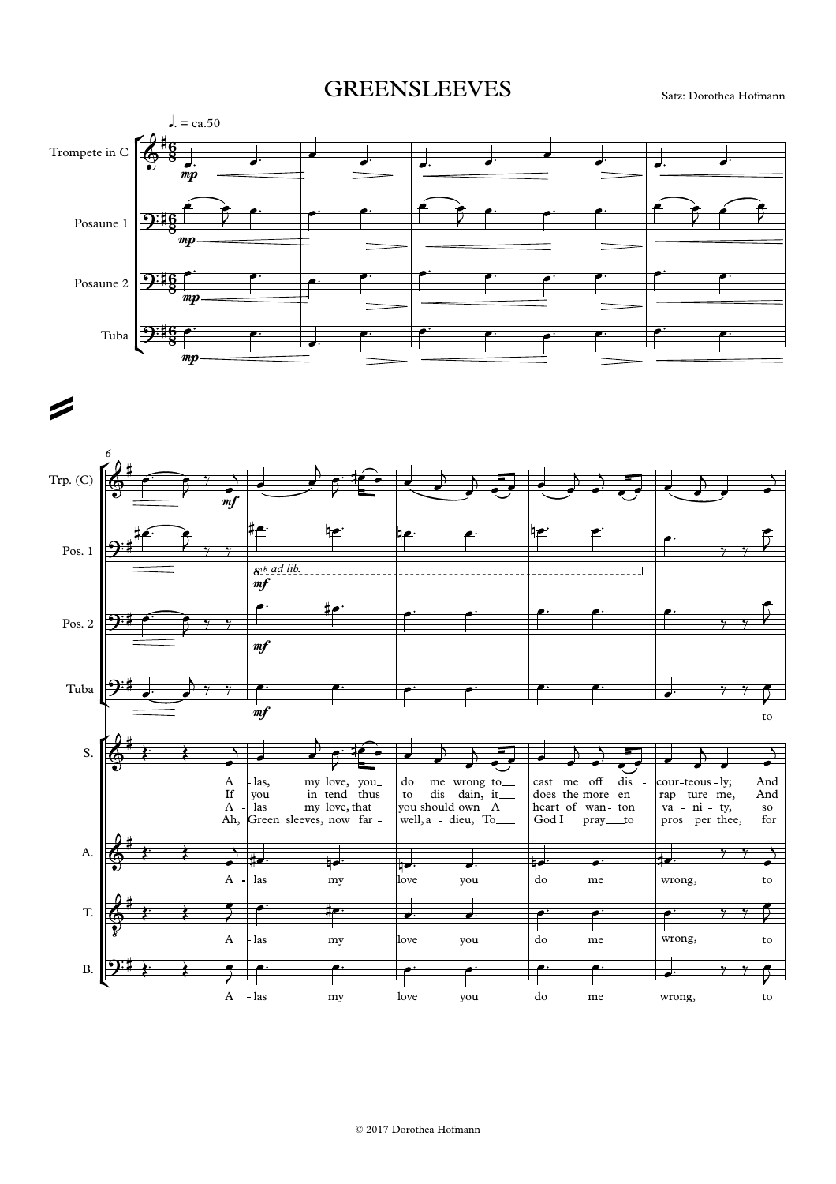# GREENSLEEVES

Satz: Dorothea Hofmann

Trompete in C

Posaune 1

Posaune 2

Tuba

♩. = ca.50

A - las, my love, you do me wrong to cast me off dis - cour-teous - ly; And

If you in - tend thus to dis - dain, it does the more en - rap - ture me, And

A - las my love, that you should own A heart of wan - ton va - ni - ty, so

Ah, Green sleeves, now far - well, a - dieu, To God I pray to pros per thee, for

A - las my love you do me wrong, to

© 2017 Dorothea Hofmann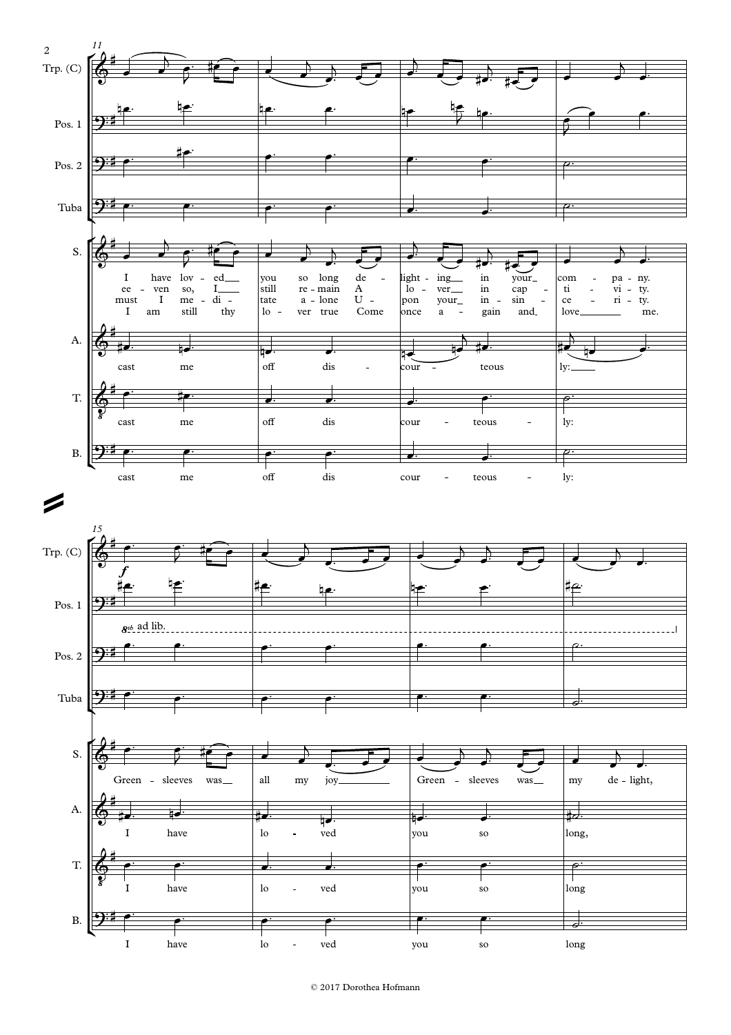Trp. (C)

Pos. 1

Pos. 2

Tuba

S.
I have lov - ed you so long de - light - ing in your com - pa - ny.
ee - ven so, I still re - main A lo - ver in cap - ti - vi - ty.
must I me - di - tate a - lone U - pon your in - sin - ce - ri - ty.
I am still thy lo - ver true Come once a - gain and love me.

A.
cast me off dis - cour - teous ly:

T.
cast me off dis cour - teous - ly:

B.
cast me off dis cour - teous - ly:

*f*

8vb ad lib.

S.
Green - sleeves was all my joy Green - sleeves was my de - light,

A.
I have lo - ved you so long,

T.
I have lo - ved you so long

B.
I have lo - ved you so long

© 2017 Dorothea Hofmann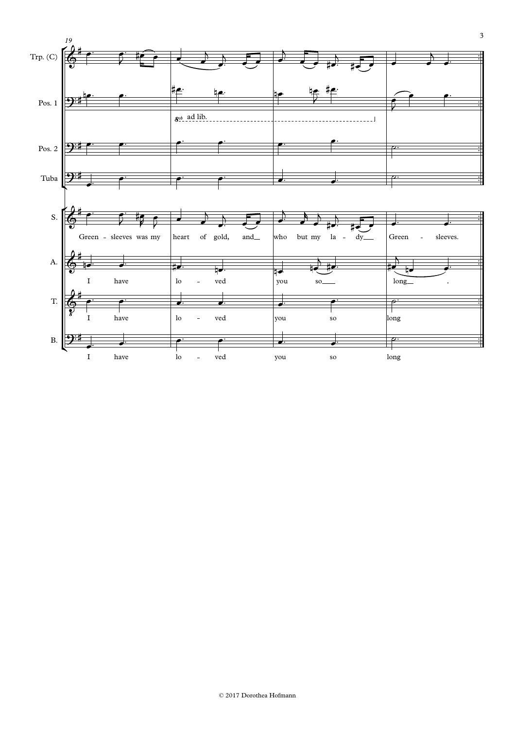19

Trp. (C)

Pos. 1

8vb ad lib.

Pos. 2

Tuba

S. Green - sleeves was my heart of gold, and__ who but my la - dy__ Green - sleeves.

A. I have lo - ved you so___ long__ .

T. I have lo - ved you so long

B. I have lo - ved you so long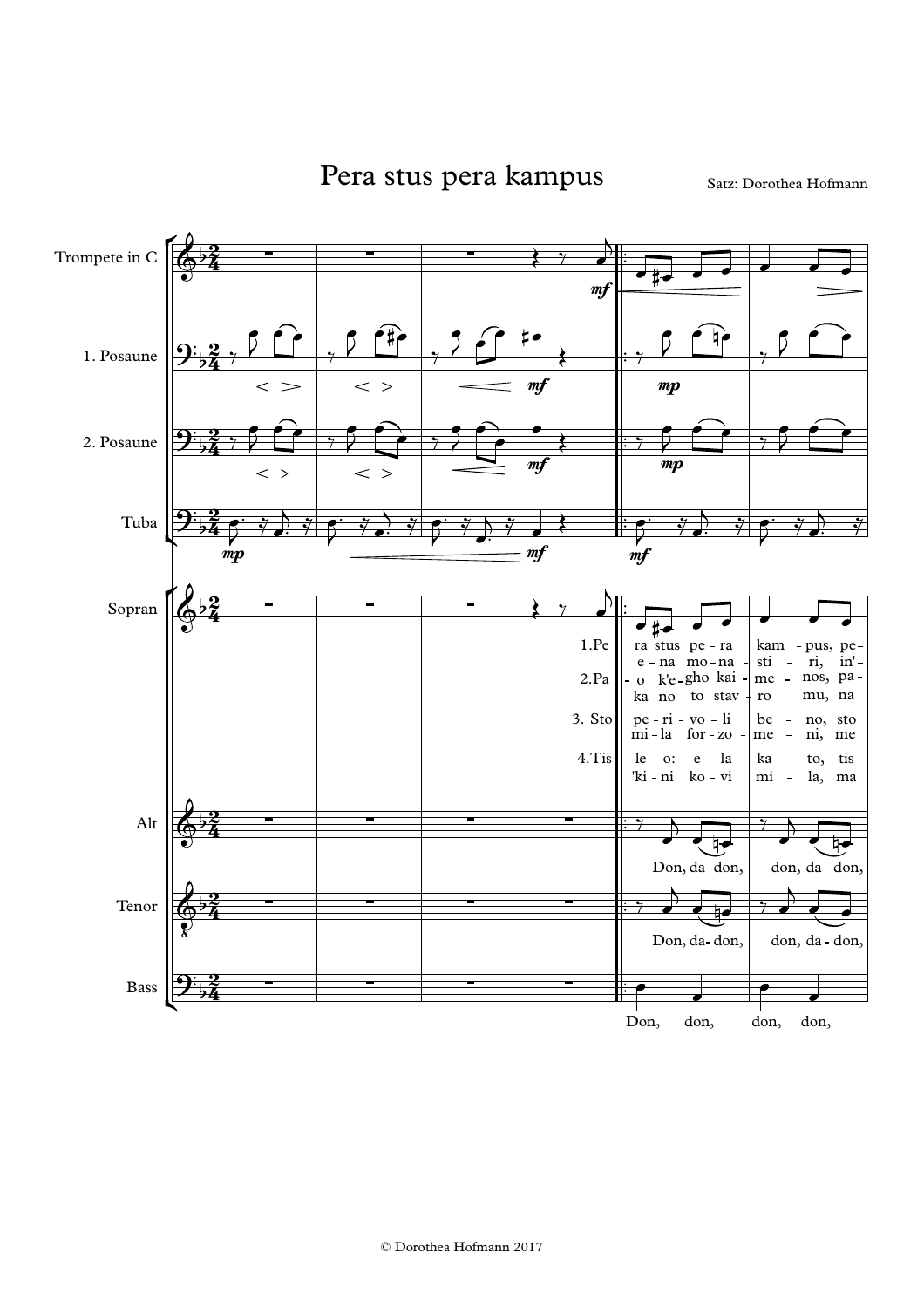# Pera stus pera kampus

Satz: Dorothea Hofmann

© Dorothea Hofmann 2017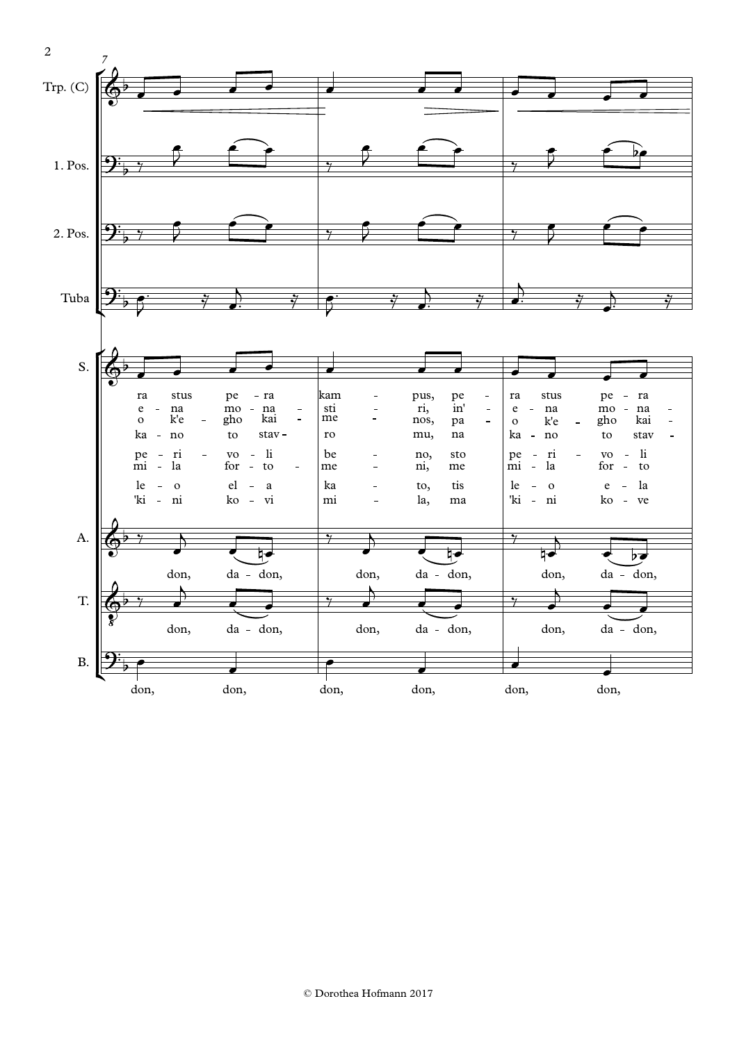Trp. (C)

1. Pos.

2. Pos.

Tuba

S.

ra stus pe - ra kam - pus, pe - ra stus pe - ra
e - na mo - na - sti - ri, in' - e - na mo - na -
o k'e - gho kai - me - nos, pa - o k'e - gho kai -
ka - no to stav - ro mu, na ka - no to stav -
pe - ri - vo - li be - no, sto pe - ri - vo - li
mi - la for - to - me - ni, me mi - la for - to
le - o el - a ka - to, tis le - o e - la
'ki - ni ko - vi mi - la, ma 'ki - ni ko - ve

A.

don, da - don, don, da - don, don, da - don,

T.

don, da - don, don, da - don, don, da - don,

B.

don, don, don, don, don, don,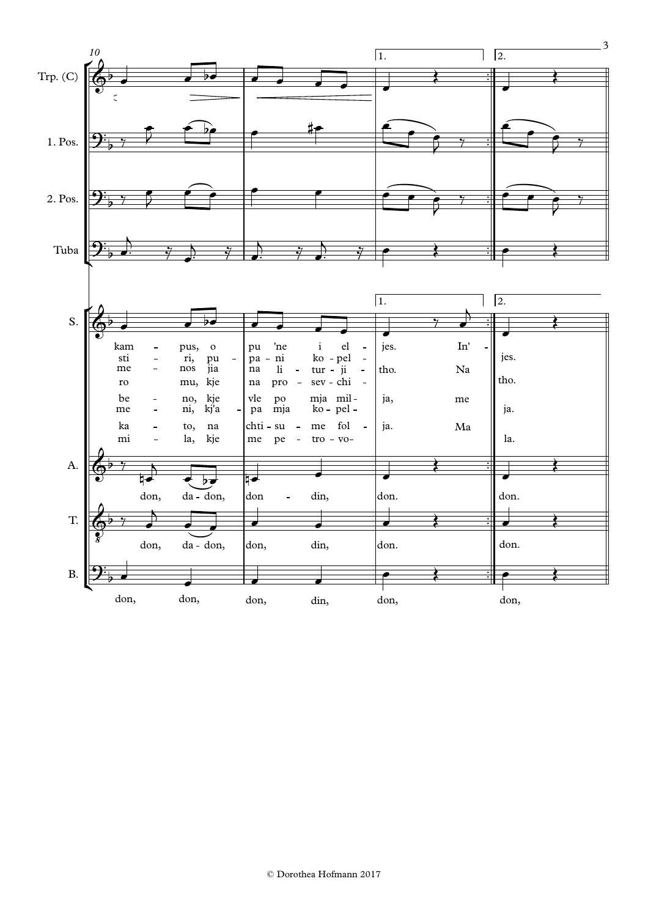Trp. (C)

1. Pos.

2. Pos.

Tuba

S.

kam - pus, o pu 'ne i el - jes. In' - jes.
sti - ri, pu - pa - ni ko - pel -
me - nos jia na li - tur - ji - tho. Na tho.
ro mu, kje na pro - sev - chi -
be - no, kje vle po mja mil - ja, me
me - ni, kj'a - pa mja ko - pel - ja.
ka - to, na chti - su - me fol - ja. Ma
mi - la, kje me pe - tro - vo- la.

A.

don, da - don, don - din, don. don.

T.

don, da - don, don, din, don. don.

B.

don, don, don, din, don, don,

© Dorothea Hofmann 2017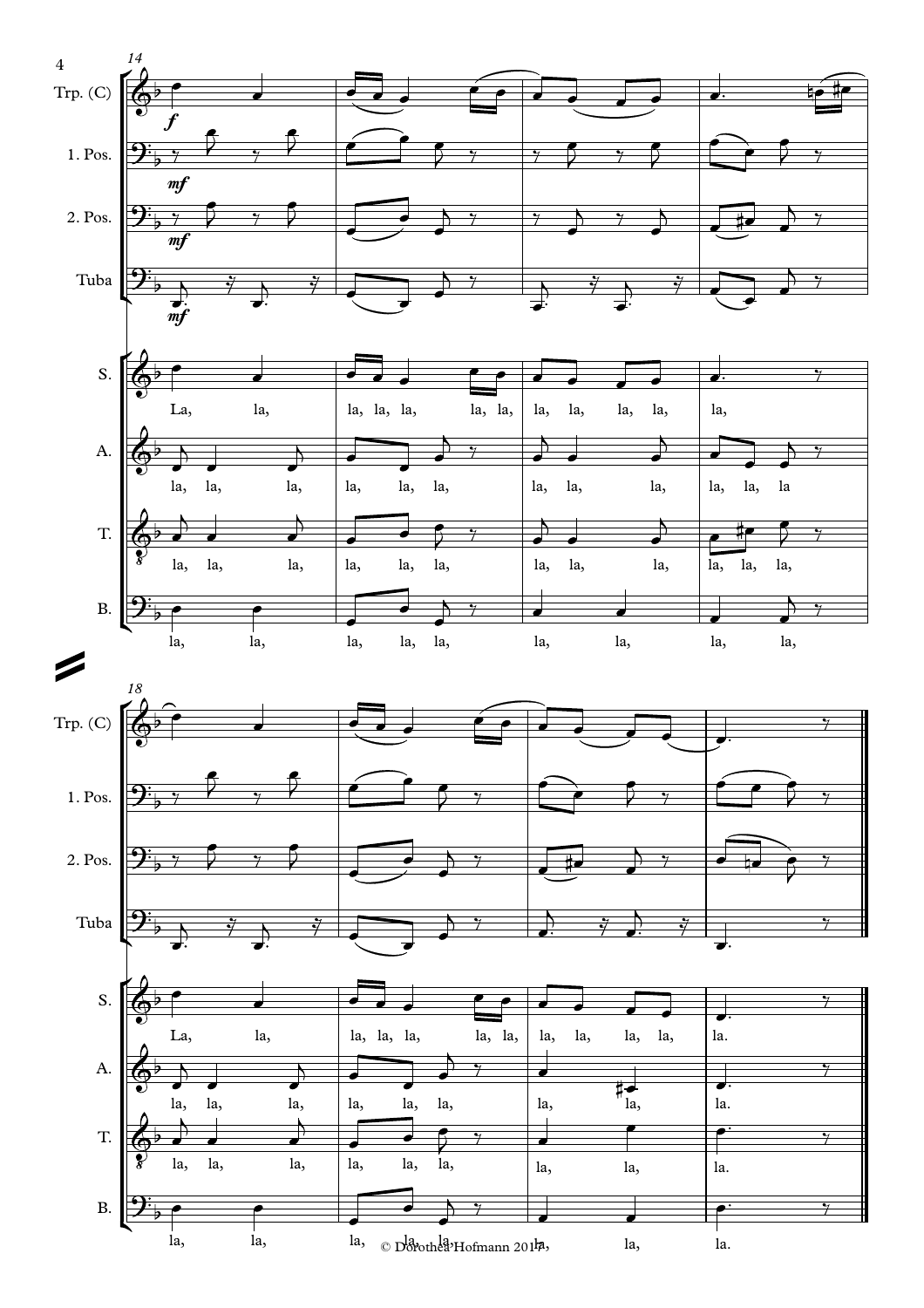© Dorothea Hofmann 2017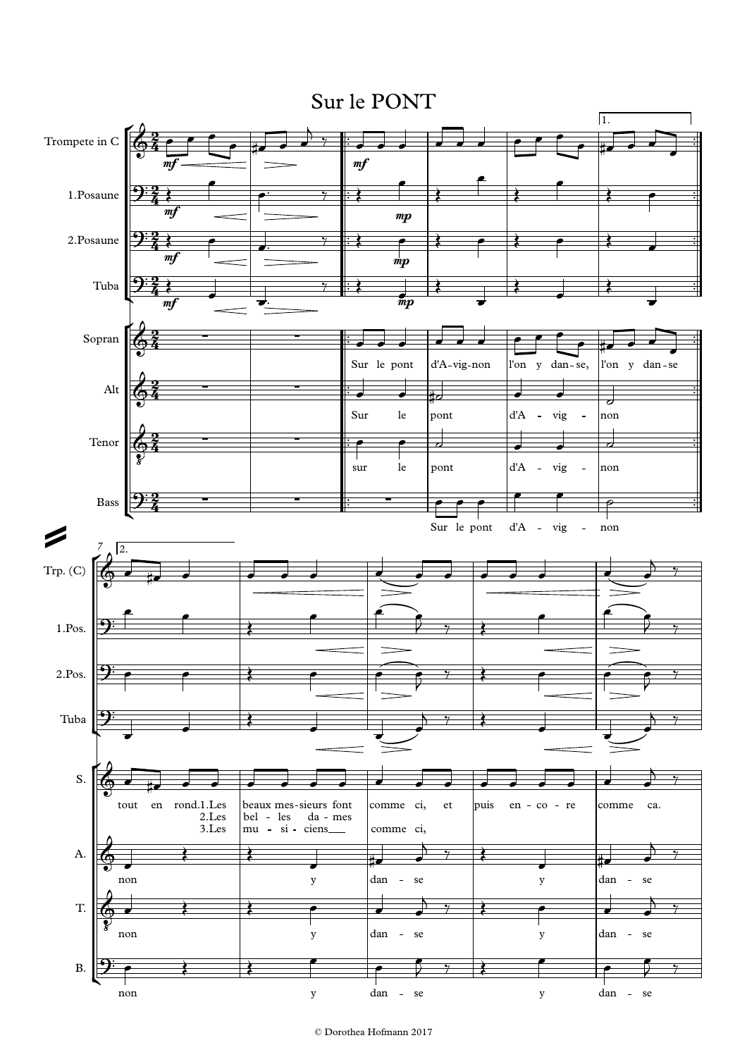# Sur le PONT

© Dorothea Hofmann 2017